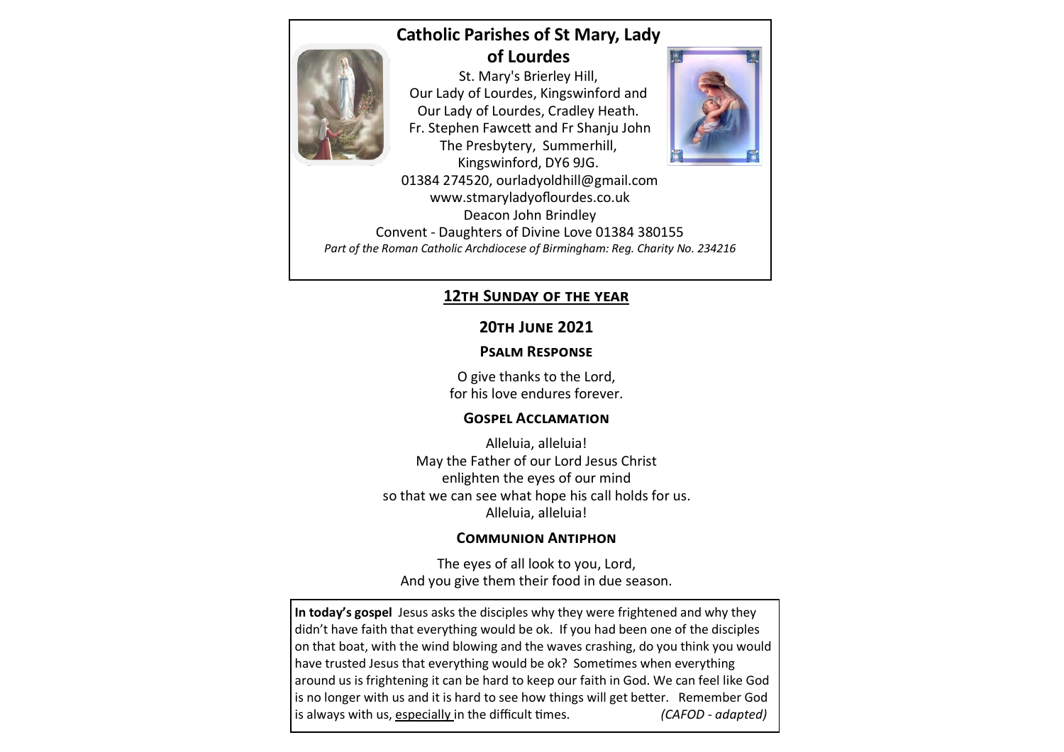# Catholic Parishes of St Mary, Lady of Lourdes

St. Mary's Brierley Hill,
Our Lady of Lourdes, Kingswinford and
Our Lady of Lourdes, Cradley Heath.
Fr. Stephen Fawcett and Fr Shanju John
The Presbytery, Summerhill,
Kingswinford, DY6 9JG.
01384 274520, ourladyoldhill@gmail.com
www.stmaryladyoflourdes.co.uk
Deacon John Brindley
Convent - Daughters of Divine Love 01384 380155
*Part of the Roman Catholic Archdiocese of Birmingham: Reg. Charity No. 234216*

## 12th Sunday of the year

## 20th June 2021

### Psalm Response

O give thanks to the Lord,
for his love endures forever.

### Gospel Acclamation

Alleluia, alleluia!
May the Father of our Lord Jesus Christ
enlighten the eyes of our mind
so that we can see what hope his call holds for us.
Alleluia, alleluia!

### Communion Antiphon

The eyes of all look to you, Lord,
And you give them their food in due season.

**In today's gospel** Jesus asks the disciples why they were frightened and why they didn't have faith that everything would be ok. If you had been one of the disciples on that boat, with the wind blowing and the waves crashing, do you think you would have trusted Jesus that everything would be ok? Sometimes when everything around us is frightening it can be hard to keep our faith in God. We can feel like God is no longer with us and it is hard to see how things will get better. Remember God is always with us, especially in the difficult times. *(CAFOD - adapted)*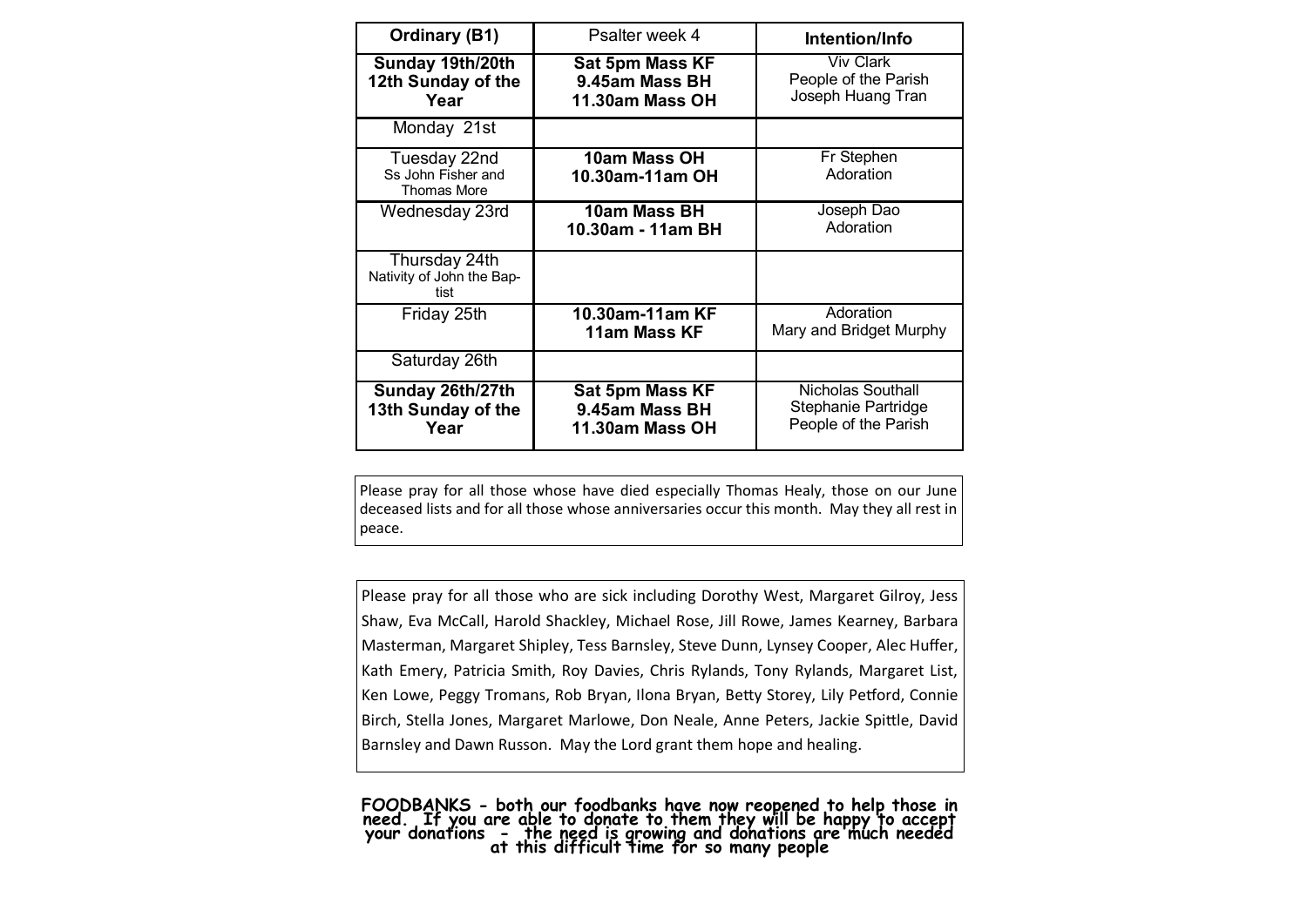| Ordinary (B1) | Psalter week 4 | Intention/Info |
| --- | --- | --- |
| **Sunday 19th/20th 12th Sunday of the Year** | **Sat 5pm Mass KF 9.45am Mass BH 11.30am Mass OH** | Viv Clark People of the Parish Joseph Huang Tran |
| Monday 21st | | |
| Tuesday 22nd Ss John Fisher and Thomas More | **10am Mass OH 10.30am-11am OH** | Fr Stephen Adoration |
| Wednesday 23rd | **10am Mass BH 10.30am - 11am BH** | Joseph Dao Adoration |
| Thursday 24th Nativity of John the Bap-tist | | |
| Friday 25th | **10.30am-11am KF 11am Mass KF** | Adoration Mary and Bridget Murphy |
| Saturday 26th | | |
| **Sunday 26th/27th 13th Sunday of the Year** | **Sat 5pm Mass KF 9.45am Mass BH 11.30am Mass OH** | Nicholas Southall Stephanie Partridge People of the Parish |

Please pray for all those whose have died especially Thomas Healy, those on our June deceased lists and for all those whose anniversaries occur this month. May they all rest in peace.

Please pray for all those who are sick including Dorothy West, Margaret Gilroy, Jess Shaw, Eva McCall, Harold Shackley, Michael Rose, Jill Rowe, James Kearney, Barbara Masterman, Margaret Shipley, Tess Barnsley, Steve Dunn, Lynsey Cooper, Alec Huffer, Kath Emery, Patricia Smith, Roy Davies, Chris Rylands, Tony Rylands, Margaret List, Ken Lowe, Peggy Tromans, Rob Bryan, Ilona Bryan, Betty Storey, Lily Petford, Connie Birch, Stella Jones, Margaret Marlowe, Don Neale, Anne Peters, Jackie Spittle, David Barnsley and Dawn Russon. May the Lord grant them hope and healing.

**FOODBANKS - both our foodbanks have now reopened to help those in need. If you are able to donate to them they will be happy to accept your donations - the need is growing and donations are much needed at this difficult time for so many people**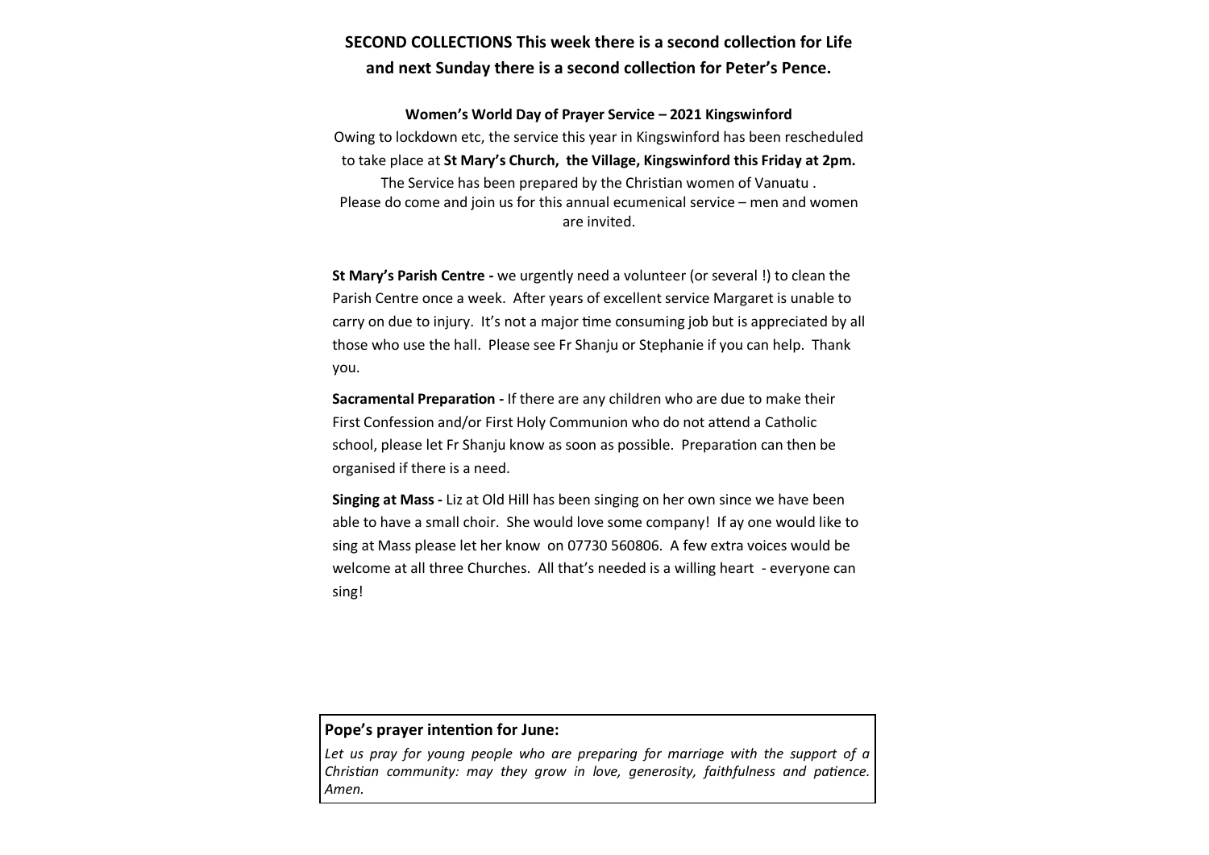**SECOND COLLECTIONS This week there is a second collection for Life and next Sunday there is a second collection for Peter's Pence.**

**Women's World Day of Prayer Service – 2021 Kingswinford**

Owing to lockdown etc, the service this year in Kingswinford has been rescheduled to take place at **St Mary's Church, the Village, Kingswinford this Friday at 2pm.**

The Service has been prepared by the Christian women of Vanuatu .

Please do come and join us for this annual ecumenical service – men and women are invited.

**St Mary's Parish Centre -** we urgently need a volunteer (or several !) to clean the Parish Centre once a week. After years of excellent service Margaret is unable to carry on due to injury. It's not a major time consuming job but is appreciated by all those who use the hall. Please see Fr Shanju or Stephanie if you can help. Thank you.

**Sacramental Preparation -** If there are any children who are due to make their First Confession and/or First Holy Communion who do not attend a Catholic school, please let Fr Shanju know as soon as possible. Preparation can then be organised if there is a need.

**Singing at Mass -** Liz at Old Hill has been singing on her own since we have been able to have a small choir. She would love some company! If ay one would like to sing at Mass please let her know on 07730 560806. A few extra voices would be welcome at all three Churches. All that's needed is a willing heart - everyone can sing!

**Pope's prayer intention for June:**

*Let us pray for young people who are preparing for marriage with the support of a Christian community: may they grow in love, generosity, faithfulness and patience. Amen.*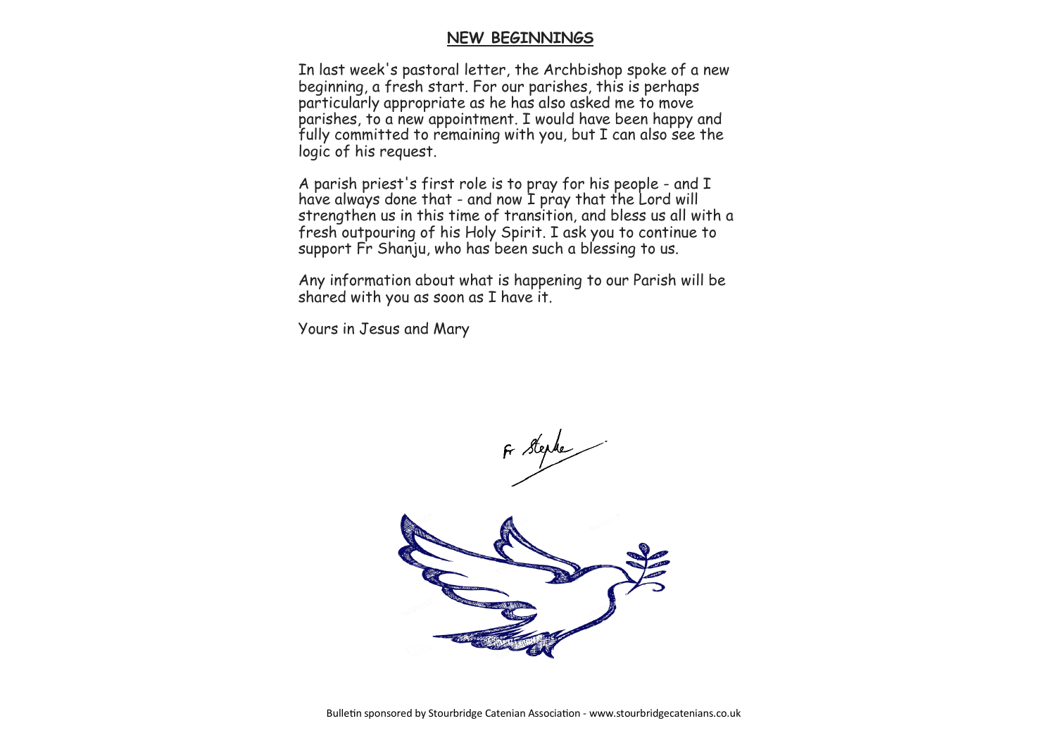## NEW BEGINNINGS

In last week's pastoral letter, the Archbishop spoke of a new beginning, a fresh start. For our parishes, this is perhaps particularly appropriate as he has also asked me to move parishes, to a new appointment. I would have been happy and fully committed to remaining with you, but I can also see the logic of his request.

A parish priest's first role is to pray for his people - and I have always done that - and now I pray that the Lord will strengthen us in this time of transition, and bless us all with a fresh outpouring of his Holy Spirit. I ask you to continue to support Fr Shanju, who has been such a blessing to us.

Any information about what is happening to our Parish will be shared with you as soon as I have it.

Yours in Jesus and Mary

Fr Stephen

Bulletin sponsored by Stourbridge Catenian Association - www.stourbridgecatenians.co.uk